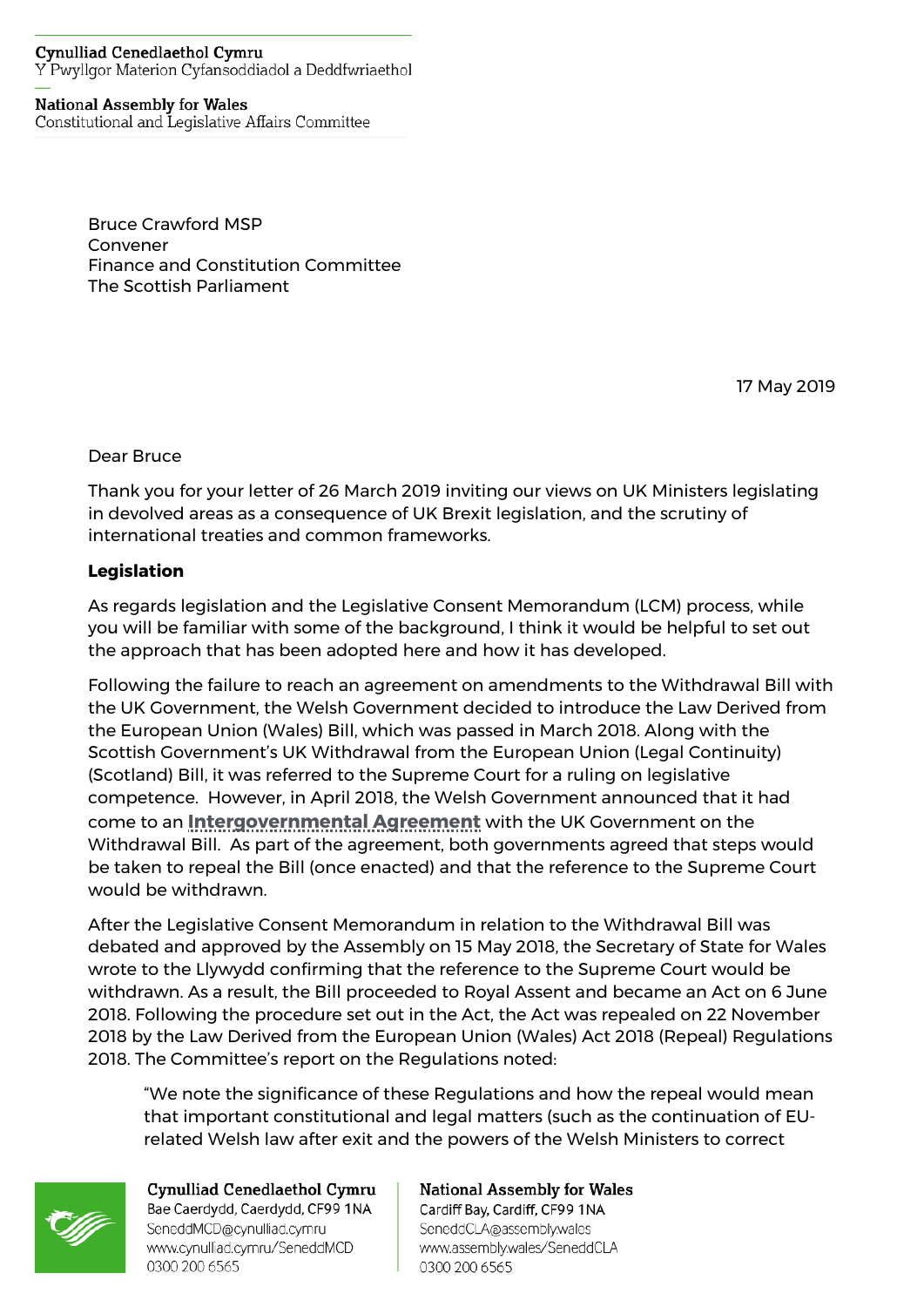Cynulliad Cenedlaethol Cymru
Y Pwyllgor Materion Cyfansoddiadol a Deddfwriaethol

National Assembly for Wales
Constitutional and Legislative Affairs Committee

Bruce Crawford MSP
Convener
Finance and Constitution Committee
The Scottish Parliament

17 May 2019

Dear Bruce

Thank you for your letter of 26 March 2019 inviting our views on UK Ministers legislating in devolved areas as a consequence of UK Brexit legislation, and the scrutiny of international treaties and common frameworks.

**Legislation**

As regards legislation and the Legislative Consent Memorandum (LCM) process, while you will be familiar with some of the background, I think it would be helpful to set out the approach that has been adopted here and how it has developed.

Following the failure to reach an agreement on amendments to the Withdrawal Bill with the UK Government, the Welsh Government decided to introduce the Law Derived from the European Union (Wales) Bill, which was passed in March 2018. Along with the Scottish Government's UK Withdrawal from the European Union (Legal Continuity) (Scotland) Bill, it was referred to the Supreme Court for a ruling on legislative competence. However, in April 2018, the Welsh Government announced that it had come to an **Intergovernmental Agreement** with the UK Government on the Withdrawal Bill. As part of the agreement, both governments agreed that steps would be taken to repeal the Bill (once enacted) and that the reference to the Supreme Court would be withdrawn.

After the Legislative Consent Memorandum in relation to the Withdrawal Bill was debated and approved by the Assembly on 15 May 2018, the Secretary of State for Wales wrote to the Llywydd confirming that the reference to the Supreme Court would be withdrawn. As a result, the Bill proceeded to Royal Assent and became an Act on 6 June 2018. Following the procedure set out in the Act, the Act was repealed on 22 November 2018 by the Law Derived from the European Union (Wales) Act 2018 (Repeal) Regulations 2018. The Committee's report on the Regulations noted:

> "We note the significance of these Regulations and how the repeal would mean that important constitutional and legal matters (such as the continuation of EU-related Welsh law after exit and the powers of the Welsh Ministers to correct

Cynulliad Cenedlaethol Cymru
Bae Caerdydd, Caerdydd, CF99 1NA
SeneddMCD@cynulliad.cymru
www.cynulliad.cymru/SeneddMCD
0300 200 6565

National Assembly for Wales
Cardiff Bay, Cardiff, CF99 1NA
SeneddCLA@assembly.wales
www.assembly.wales/SeneddCLA
0300 200 6565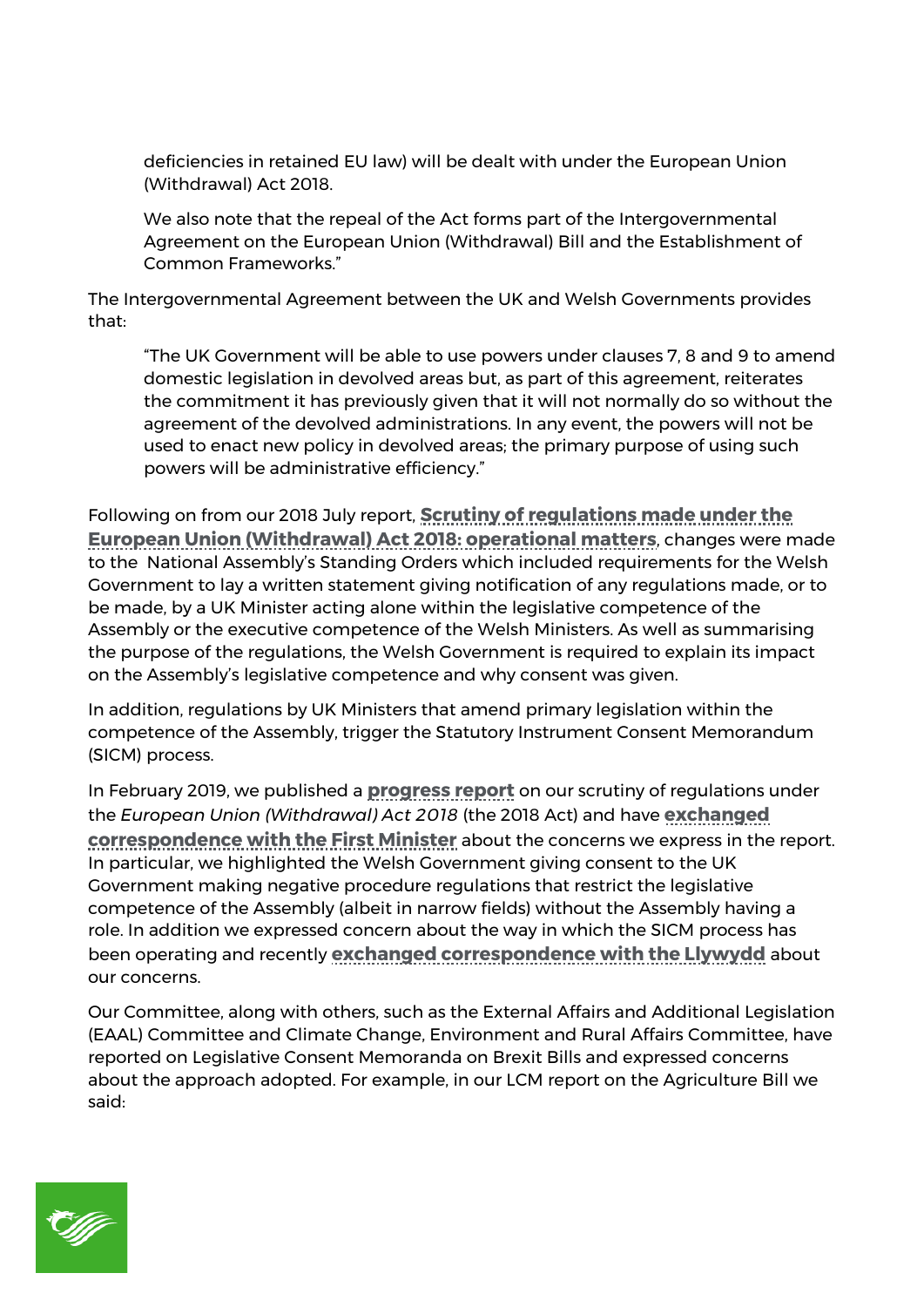> deficiencies in retained EU law) will be dealt with under the European Union (Withdrawal) Act 2018.
>
> We also note that the repeal of the Act forms part of the Intergovernmental Agreement on the European Union (Withdrawal) Bill and the Establishment of Common Frameworks."

The Intergovernmental Agreement between the UK and Welsh Governments provides that:

> "The UK Government will be able to use powers under clauses 7, 8 and 9 to amend domestic legislation in devolved areas but, as part of this agreement, reiterates the commitment it has previously given that it will not normally do so without the agreement of the devolved administrations. In any event, the powers will not be used to enact new policy in devolved areas; the primary purpose of using such powers will be administrative efficiency."

Following on from our 2018 July report, **Scrutiny of regulations made under the European Union (Withdrawal) Act 2018: operational matters**, changes were made to the National Assembly's Standing Orders which included requirements for the Welsh Government to lay a written statement giving notification of any regulations made, or to be made, by a UK Minister acting alone within the legislative competence of the Assembly or the executive competence of the Welsh Ministers. As well as summarising the purpose of the regulations, the Welsh Government is required to explain its impact on the Assembly's legislative competence and why consent was given.

In addition, regulations by UK Ministers that amend primary legislation within the competence of the Assembly, trigger the Statutory Instrument Consent Memorandum (SICM) process.

In February 2019, we published a **progress report** on our scrutiny of regulations under the *European Union (Withdrawal) Act 2018* (the 2018 Act) and have **exchanged correspondence with the First Minister** about the concerns we express in the report. In particular, we highlighted the Welsh Government giving consent to the UK Government making negative procedure regulations that restrict the legislative competence of the Assembly (albeit in narrow fields) without the Assembly having a role. In addition we expressed concern about the way in which the SICM process has been operating and recently **exchanged correspondence with the Llywydd** about our concerns.

Our Committee, along with others, such as the External Affairs and Additional Legislation (EAAL) Committee and Climate Change, Environment and Rural Affairs Committee, have reported on Legislative Consent Memoranda on Brexit Bills and expressed concerns about the approach adopted. For example, in our LCM report on the Agriculture Bill we said: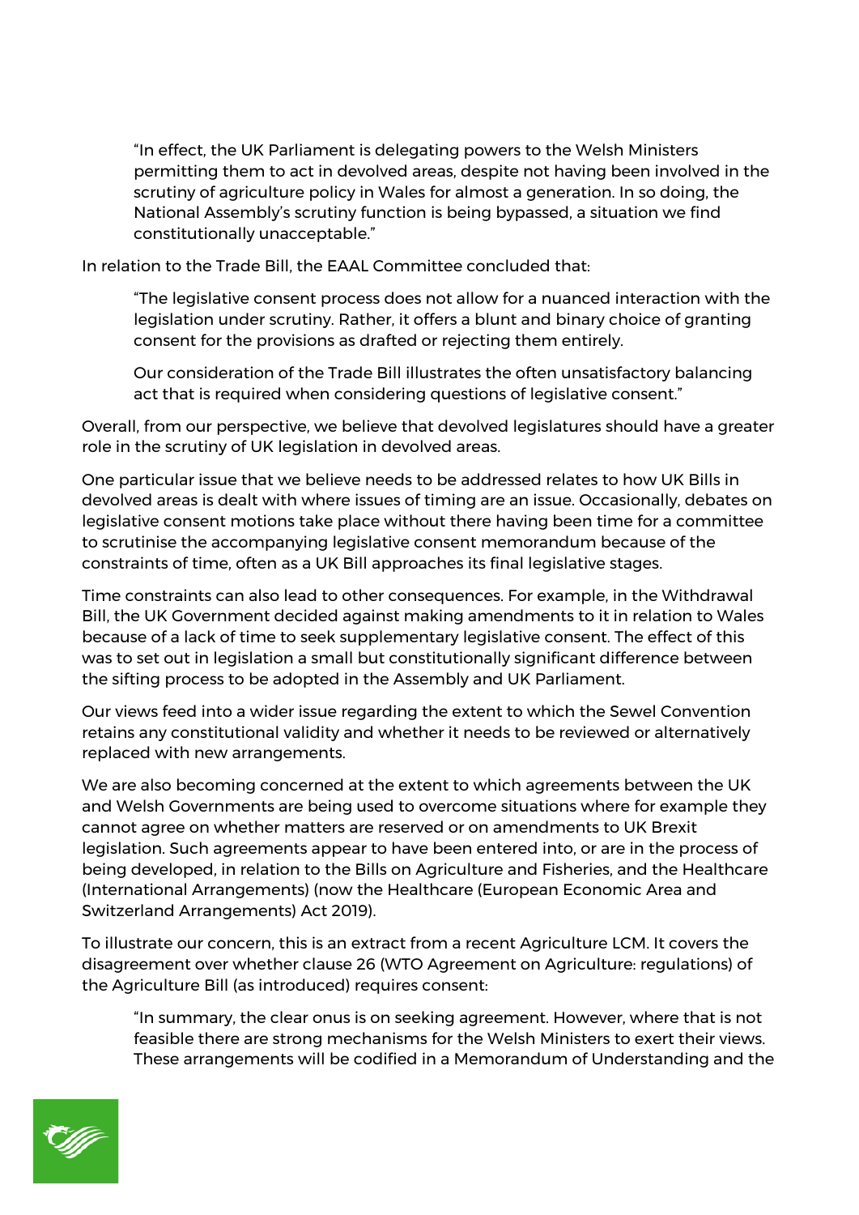> "In effect, the UK Parliament is delegating powers to the Welsh Ministers permitting them to act in devolved areas, despite not having been involved in the scrutiny of agriculture policy in Wales for almost a generation. In so doing, the National Assembly's scrutiny function is being bypassed, a situation we find constitutionally unacceptable."

In relation to the Trade Bill, the EAAL Committee concluded that:

> "The legislative consent process does not allow for a nuanced interaction with the legislation under scrutiny. Rather, it offers a blunt and binary choice of granting consent for the provisions as drafted or rejecting them entirely.
>
> Our consideration of the Trade Bill illustrates the often unsatisfactory balancing act that is required when considering questions of legislative consent."

Overall, from our perspective, we believe that devolved legislatures should have a greater role in the scrutiny of UK legislation in devolved areas.

One particular issue that we believe needs to be addressed relates to how UK Bills in devolved areas is dealt with where issues of timing are an issue. Occasionally, debates on legislative consent motions take place without there having been time for a committee to scrutinise the accompanying legislative consent memorandum because of the constraints of time, often as a UK Bill approaches its final legislative stages.

Time constraints can also lead to other consequences. For example, in the Withdrawal Bill, the UK Government decided against making amendments to it in relation to Wales because of a lack of time to seek supplementary legislative consent. The effect of this was to set out in legislation a small but constitutionally significant difference between the sifting process to be adopted in the Assembly and UK Parliament.

Our views feed into a wider issue regarding the extent to which the Sewel Convention retains any constitutional validity and whether it needs to be reviewed or alternatively replaced with new arrangements.

We are also becoming concerned at the extent to which agreements between the UK and Welsh Governments are being used to overcome situations where for example they cannot agree on whether matters are reserved or on amendments to UK Brexit legislation. Such agreements appear to have been entered into, or are in the process of being developed, in relation to the Bills on Agriculture and Fisheries, and the Healthcare (International Arrangements) (now the Healthcare (European Economic Area and Switzerland Arrangements) Act 2019).

To illustrate our concern, this is an extract from a recent Agriculture LCM. It covers the disagreement over whether clause 26 (WTO Agreement on Agriculture: regulations) of the Agriculture Bill (as introduced) requires consent:

> "In summary, the clear onus is on seeking agreement. However, where that is not feasible there are strong mechanisms for the Welsh Ministers to exert their views. These arrangements will be codified in a Memorandum of Understanding and the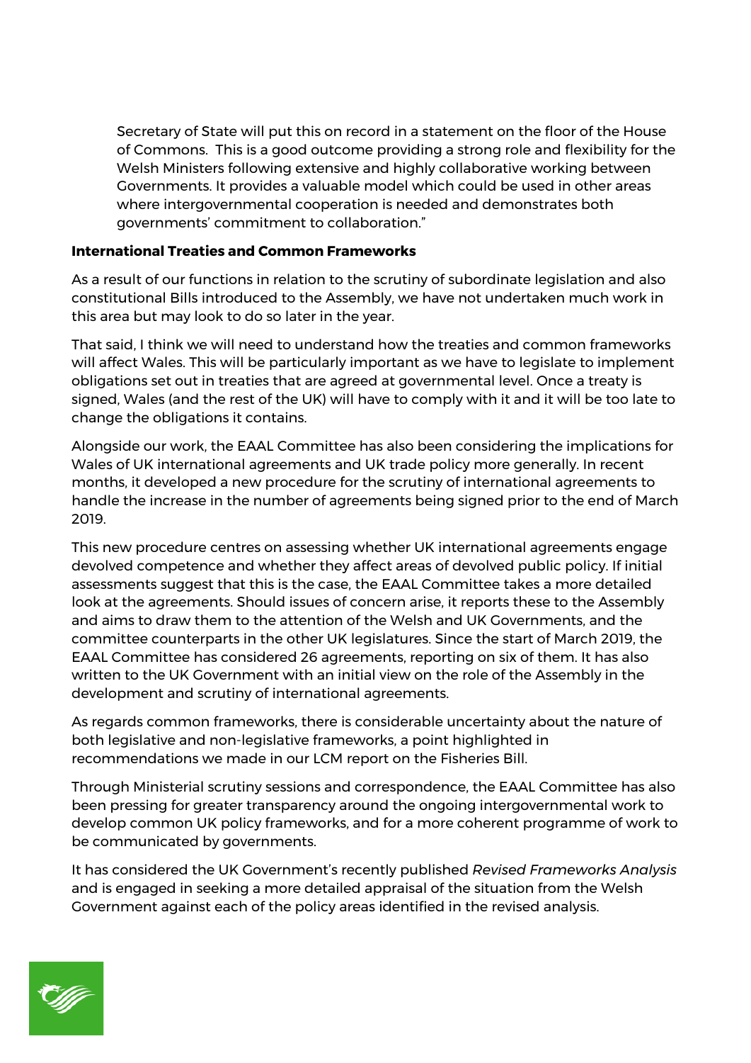Secretary of State will put this on record in a statement on the floor of the House of Commons.  This is a good outcome providing a strong role and flexibility for the Welsh Ministers following extensive and highly collaborative working between Governments. It provides a valuable model which could be used in other areas where intergovernmental cooperation is needed and demonstrates both governments' commitment to collaboration."

**International Treaties and Common Frameworks**

As a result of our functions in relation to the scrutiny of subordinate legislation and also constitutional Bills introduced to the Assembly, we have not undertaken much work in this area but may look to do so later in the year.

That said, I think we will need to understand how the treaties and common frameworks will affect Wales. This will be particularly important as we have to legislate to implement obligations set out in treaties that are agreed at governmental level. Once a treaty is signed, Wales (and the rest of the UK) will have to comply with it and it will be too late to change the obligations it contains.

Alongside our work, the EAAL Committee has also been considering the implications for Wales of UK international agreements and UK trade policy more generally. In recent months, it developed a new procedure for the scrutiny of international agreements to handle the increase in the number of agreements being signed prior to the end of March 2019.

This new procedure centres on assessing whether UK international agreements engage devolved competence and whether they affect areas of devolved public policy. If initial assessments suggest that this is the case, the EAAL Committee takes a more detailed look at the agreements. Should issues of concern arise, it reports these to the Assembly and aims to draw them to the attention of the Welsh and UK Governments, and the committee counterparts in the other UK legislatures. Since the start of March 2019, the EAAL Committee has considered 26 agreements, reporting on six of them. It has also written to the UK Government with an initial view on the role of the Assembly in the development and scrutiny of international agreements.

As regards common frameworks, there is considerable uncertainty about the nature of both legislative and non-legislative frameworks, a point highlighted in recommendations we made in our LCM report on the Fisheries Bill.

Through Ministerial scrutiny sessions and correspondence, the EAAL Committee has also been pressing for greater transparency around the ongoing intergovernmental work to develop common UK policy frameworks, and for a more coherent programme of work to be communicated by governments.

It has considered the UK Government's recently published *Revised Frameworks Analysis* and is engaged in seeking a more detailed appraisal of the situation from the Welsh Government against each of the policy areas identified in the revised analysis.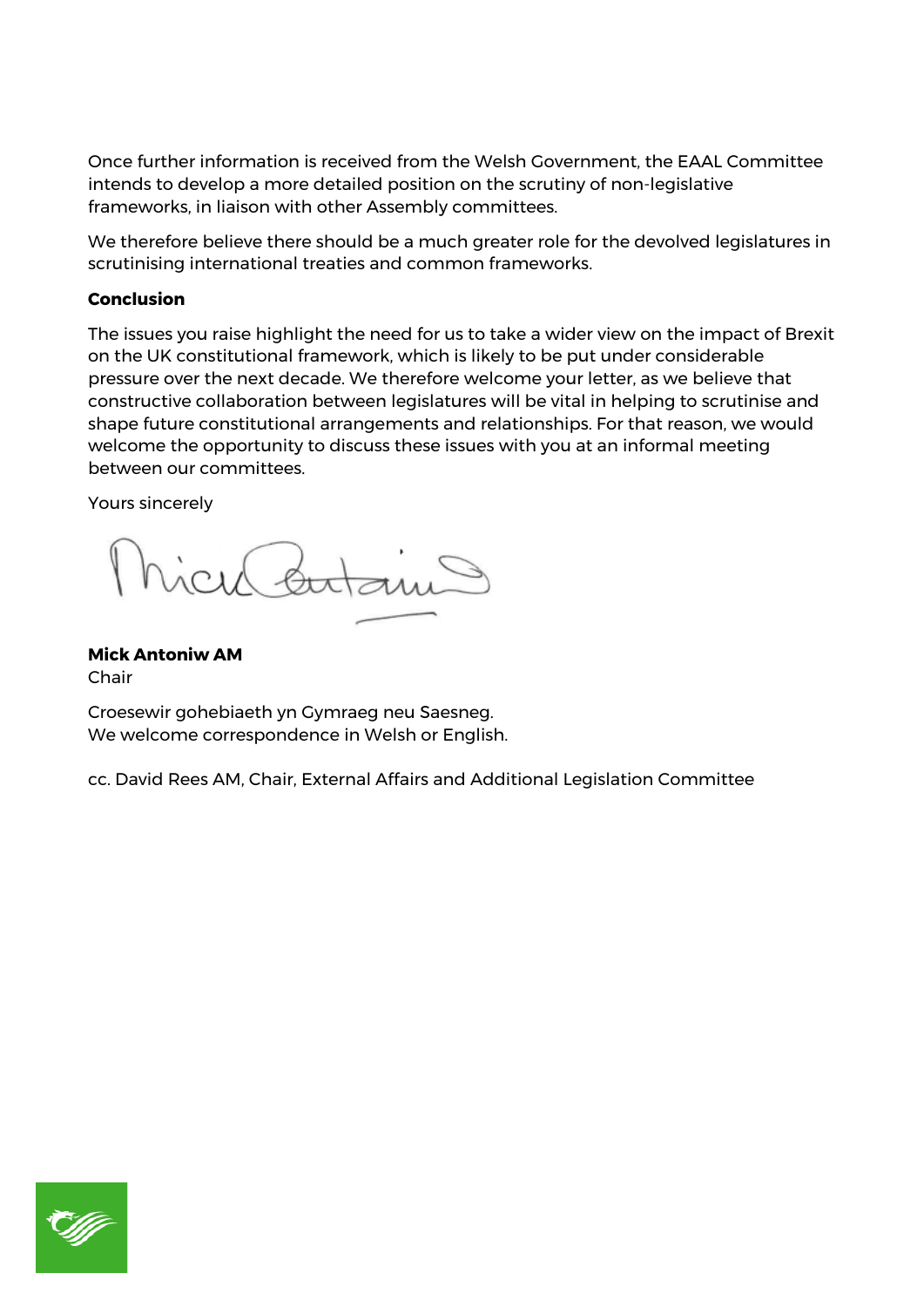Once further information is received from the Welsh Government, the EAAL Committee intends to develop a more detailed position on the scrutiny of non-legislative frameworks, in liaison with other Assembly committees.

We therefore believe there should be a much greater role for the devolved legislatures in scrutinising international treaties and common frameworks.

**Conclusion**

The issues you raise highlight the need for us to take a wider view on the impact of Brexit on the UK constitutional framework, which is likely to be put under considerable pressure over the next decade. We therefore welcome your letter, as we believe that constructive collaboration between legislatures will be vital in helping to scrutinise and shape future constitutional arrangements and relationships. For that reason, we would welcome the opportunity to discuss these issues with you at an informal meeting between our committees.

Yours sincerely

**Mick Antoniw AM**
Chair

Croesewir gohebiaeth yn Gymraeg neu Saesneg.
We welcome correspondence in Welsh or English.

cc. David Rees AM, Chair, External Affairs and Additional Legislation Committee